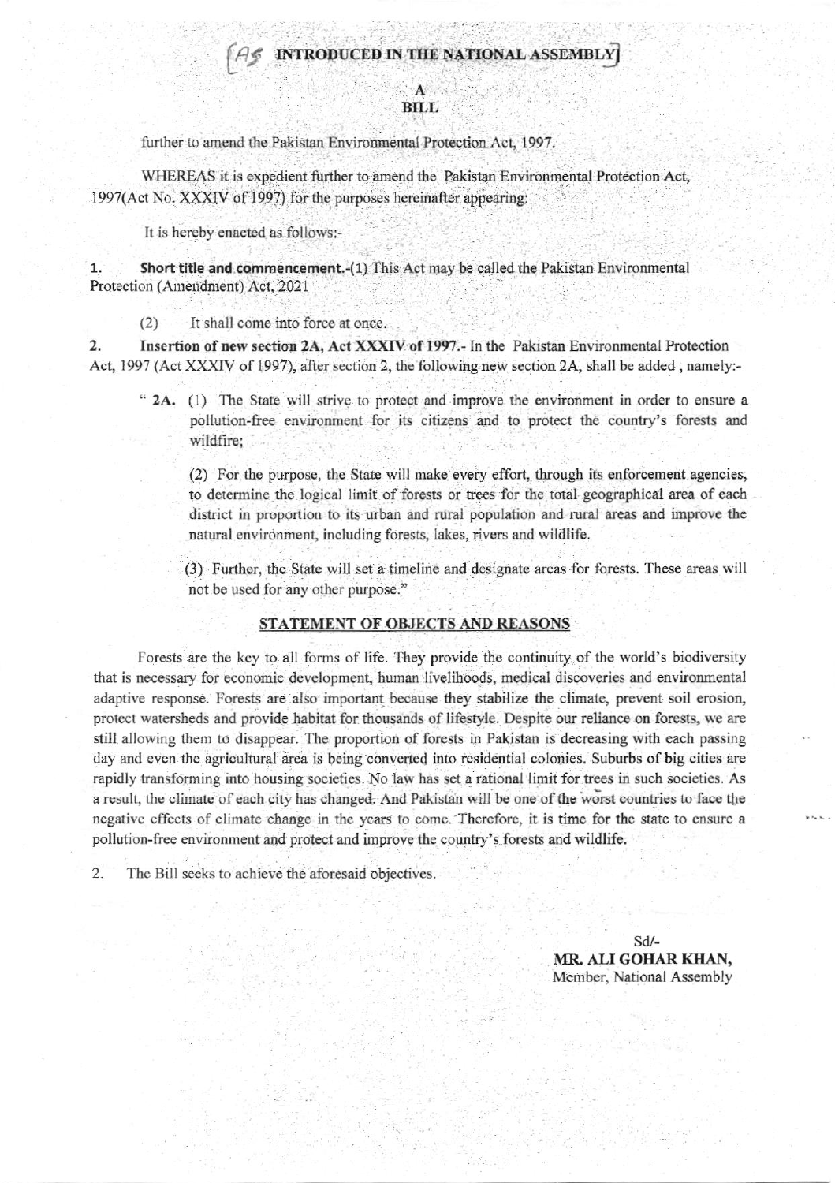[AS INTRODUCED IN THE NATIONAL ASSEMBLY]

# A
# BILL

further to amend the Pakistan Environmental Protection Act, 1997.

WHEREAS it is expedient further to amend the Pakistan Environmental Protection Act, 1997(Act No. XXXIV of 1997) for the purposes hereinafter appearing:

It is hereby enacted as follows:-

**1. Short title and commencement.**-(1) This Act may be called the Pakistan Environmental Protection (Amendment) Act, 2021

(2) It shall come into force at once.

**2. Insertion of new section 2A, Act XXXIV of 1997.**- In the Pakistan Environmental Protection Act, 1997 (Act XXXIV of 1997), after section 2, the following new section 2A, shall be added , namely:-

> " **2A.** (1) The State will strive to protect and improve the environment in order to ensure a pollution-free environment for its citizens and to protect the country's forests and wildfire;
>
> (2) For the purpose, the State will make every effort, through its enforcement agencies, to determine the logical limit of forests or trees for the total geographical area of each district in proportion to its urban and rural population and rural areas and improve the natural environment, including forests, lakes, rivers and wildlife.
>
> (3) Further, the State will set a timeline and designate areas for forests. These areas will not be used for any other purpose."

## STATEMENT OF OBJECTS AND REASONS

Forests are the key to all forms of life. They provide the continuity of the world's biodiversity that is necessary for economic development, human livelihoods, medical discoveries and environmental adaptive response. Forests are also important because they stabilize the climate, prevent soil erosion, protect watersheds and provide habitat for thousands of lifestyle. Despite our reliance on forests, we are still allowing them to disappear. The proportion of forests in Pakistan is decreasing with each passing day and even the agricultural area is being converted into residential colonies. Suburbs of big cities are rapidly transforming into housing societies. No law has set a rational limit for trees in such societies. As a result, the climate of each city has changed. And Pakistan will be one of the worst countries to face the negative effects of climate change in the years to come. Therefore, it is time for the state to ensure a pollution-free environment and protect and improve the country's forests and wildlife.

2. The Bill seeks to achieve the aforesaid objectives.

Sd/-
**MR. ALI GOHAR KHAN,**
Member, National Assembly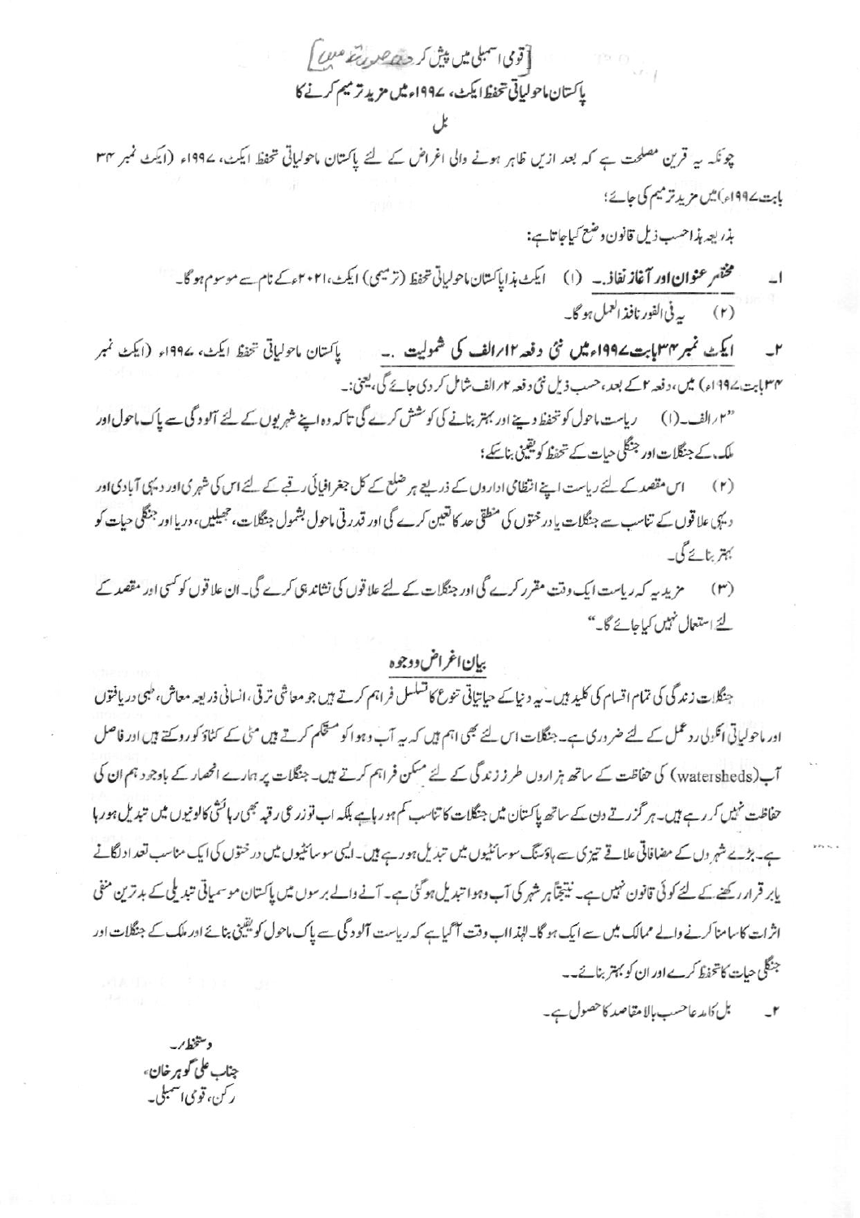[قومی اسمبلی میں پیش کردہ صورت میں]

# پاکستان ماحولیاتی تحفظ ایکٹ، ۱۹۹۷ء میں مزید ترمیم کرنے کا

## بل

چونکہ یہ قرین مصلحت ہے کہ بعد ازیں ظاہر ہونے والی اغراض کے لئے پاکستان ماحولیاتی تحفظ ایکٹ، ۱۹۹۷ء (ایکٹ نمبر ۳۴ بابت ۱۹۹۷ء) میں مزید ترمیم کی جائے؛

بذریعہ ہذا حسب ذیل قانون وضع کیا جاتا ہے:

۱۔ **مختصر عنوان اور آغاز نفاذ۔** (۱) ایکٹ ہذا پاکستان ماحولیاتی تحفظ (ترمیمی) ایکٹ، ۲۰۲۱ء کے نام سے موسوم ہوگا۔

(۲) یہ فی الفور نافذ العمل ہوگا۔

۲۔ **ایکٹ نمبر ۳۴ بابت ۱۹۹۷ء میں نئی دفعہ ۲/الف کی شمولیت۔** پاکستان ماحولیاتی تحفظ ایکٹ، ۱۹۹۷ء (ایکٹ نمبر ۳۴ بابت ۱۹۹۷ء) میں، دفعہ ۲ کے بعد، حسب ذیل نئی دفعہ ۲/الف شامل کر دی جائے گی، یعنی:۔

"۲/الف۔(۱) ریاست ماحول کو تحفظ دینے اور بہتر بنانے کی کوشش کرے گی تاکہ وہ اپنے شہریوں کے لئے آلودگی سے پاک ماحول اور ملک کے جنگلات اور جنگلی حیات کے تحفظ کو یقینی بنا سکے؛

(۲) اس مقصد کے لئے ریاست اپنے انتظامی اداروں کے ذریعے ہر ضلع کے کل جغرافیائی رقبے کے لئے اس کی شہری اور دیہی آبادی اور دیہی علاقوں کے تناسب سے جنگلات یا درختوں کی منطقی حد کا تعین کرے گی اور قدرتی ماحول بشمول جنگلات، جھیلیں، دریا اور جنگلی حیات کو بہتر بنائے گی۔

(۳) مزید یہ کہ ریاست ایک وقت مقرر کرے گی اور جنگلات کے لئے علاقوں کی نشاندہی کرے گی۔ ان علاقوں کو کسی اور مقصد کے لئے استعمال نہیں کیا جائے گا۔"

## بیان اغراض و وجوہ

جنگلات زندگی کی تمام اقسام کی کلید ہیں۔ یہ دنیا کے حیاتیاتی تنوع کا تسلسل فراہم کرتے ہیں جو معاشی ترقی، انسانی ذریعہ معاش، طبی دریافتوں اور ماحولیاتی انکولی رد عمل کے لئے ضروری ہے۔ جنگلات اس لئے بھی اہم ہیں کہ یہ آب و ہوا کو مستحکم کرتے ہیں مٹی کے کٹاؤ کو روکتے ہیں اور فاصل آب (watersheds) کی حفاظت کے ساتھ ہزاروں طرز زندگی کے لئے مسکن فراہم کرتے ہیں۔ جنگلات پر ہمارے انحصار کے باوجود ہم ان کی حفاظت نہیں کر رہے ہیں۔ ہر گزرتے دن کے ساتھ پاکستان میں جنگلات کا تناسب کم ہو رہا ہے بلکہ اب تو زرعی رقبہ بھی رہائشی کالونیوں میں تبدیل ہو رہا ہے۔ بڑے شہروں کے مضافاتی علاقے تیزی سے ہاؤسنگ سوسائٹیوں میں تبدیل ہو رہے ہیں۔ ایسی سوسائٹیوں میں درختوں کی ایک مناسب تعداد لگانے یا برقرار رکھنے کے لئے کوئی قانون نہیں ہے۔ نتیجتاً ہر شہر کی آب و ہوا تبدیل ہو گئی ہے۔ آنے والے برسوں میں پاکستان موسمیاتی تبدیلی کے بدترین منفی اثرات کا سامنا کرنے والے ممالک میں سے ایک ہوگا۔ لہٰذا اب وقت آ گیا ہے کہ ریاست آلودگی سے پاک ماحول کو یقینی بنائے اور ملک کے جنگلات اور جنگلی حیات کا تحفظ کرے اور ان کو بہتر بنائے۔

۲۔ بل کا مدعا حسب بالا مقاصد کا حصول ہے۔

دستخط/۔
جناب علی گوہر خان،
رکن، قومی اسمبلی۔